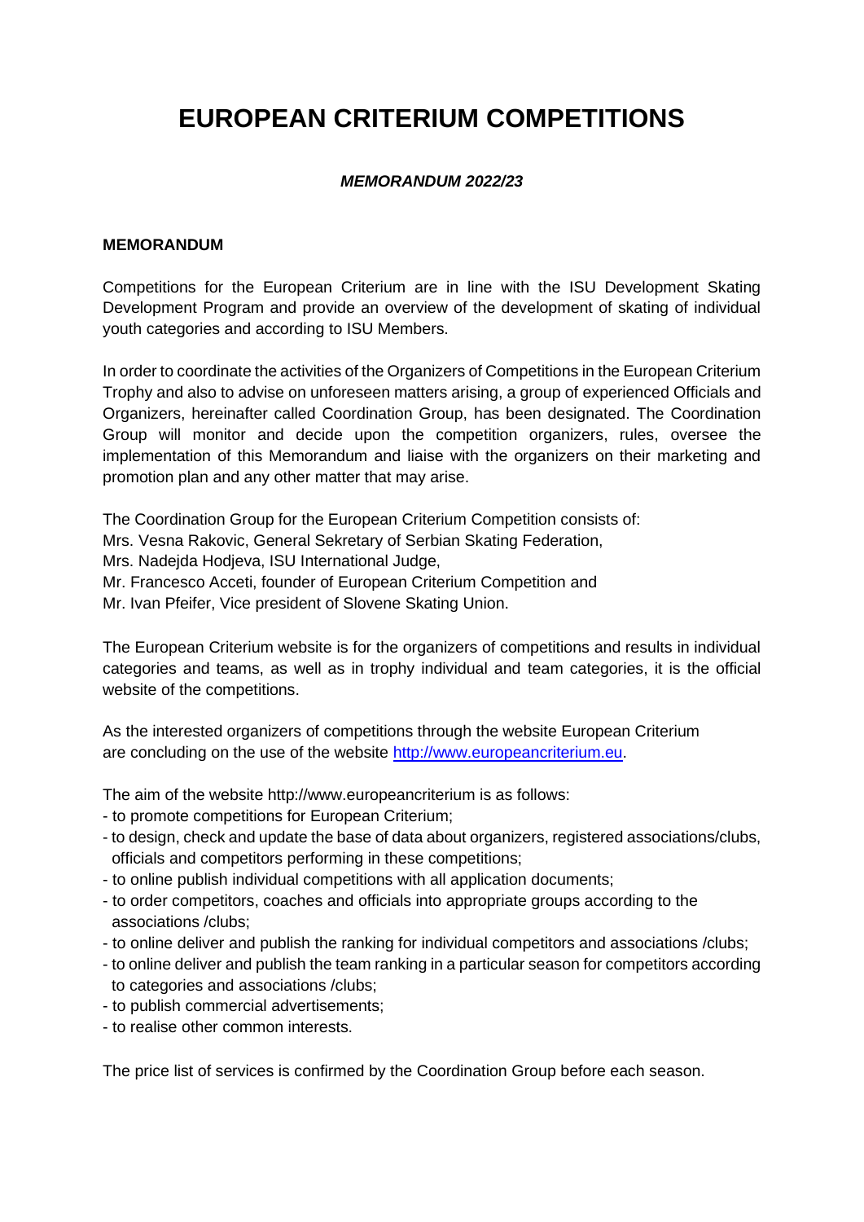# EUROPEAN CRITERIUM COMPETITIONS

***MEMORANDUM 2022/23***

**MEMORANDUM**

Competitions for the European Criterium are in line with the ISU Development Skating Development Program and provide an overview of the development of skating of individual youth categories and according to ISU Members.

In order to coordinate the activities of the Organizers of Competitions in the European Criterium Trophy and also to advise on unforeseen matters arising, a group of experienced Officials and Organizers, hereinafter called Coordination Group, has designated. The Coordination Group will monitor and decide upon the competition organizers, rules, oversee the implementation of this Memorandum and liaise with the organizers on their marketing and promotion plan and any other matter that may arise.

The Coordination Group for the European Criterium Competition consists of:
Mrs. Vesna Rakovic, General Sekretary of Serbian Skating Federation,
Mrs. Nadejda Hodjeva, ISU International Judge,
Mr. Francesco Acceti, founder of European Criterium Competition and
Mr. Ivan Pfeifer, Vice president of Slovene Skating Union.

The European Criterium website is for the organizers of competitions and results in individual categories and teams, as well as in trophy individual and team categories, it is the official website of the competitions.

As the interested organizers of competitions through the website European Criterium are concluding on the use of the website http://www.europeancriterium.eu.

The aim of the website http://www.europeancriterium is as follows:

- to promote competitions for European Criterium;
- to design, check and update the base of data about organizers, registered associations/clubs, officials and competitors performing in these competitions;
- to online publish individual competitions with all application documents;
- to order competitors, coaches and officials into appropriate groups according to the associations /clubs;
- to online deliver and publish the ranking for individual competitors and associations /clubs;
- to online deliver and publish the team ranking in a particular season for competitors according to categories and associations /clubs;
- to publish commercial advertisements;
- to realise other common interests.

The price list of services is confirmed by the Coordination Group before each season.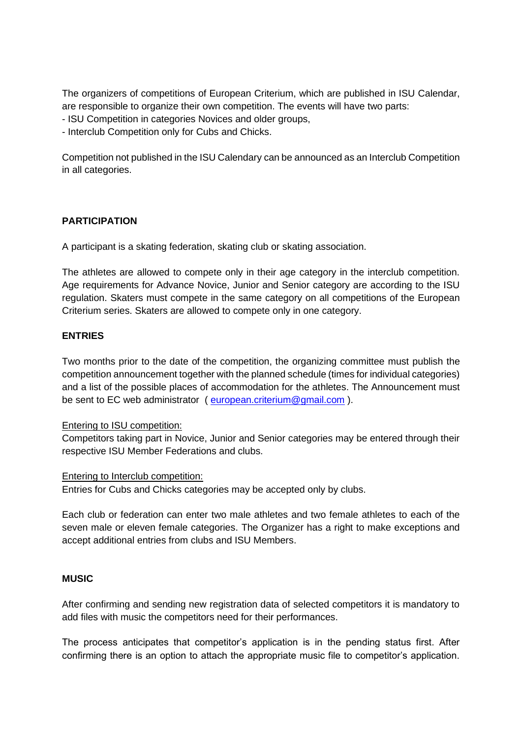The organizers of competitions of European Criterium, which are published in ISU Calendar, are responsible to organize their own competition. The events will have two parts:
- ISU Competition in categories Novices and older groups,
- Interclub Competition only for Cubs and Chicks.

Competition not published in the ISU Calendary can be announced as an Interclub Competition in all categories.

## PARTICIPATION

A participant is a skating federation, skating club or skating association.

The athletes are allowed to compete only in their age category in the interclub competition. Age requirements for Advance Novice, Junior and Senior category are according to the ISU regulation. Skaters must compete in the same category on all competitions of the European Criterium series. Skaters are allowed to compete only in one category.

## ENTRIES

Two months prior to the date of the competition, the organizing committee must publish the competition announcement together with the planned schedule (times for individual categories) and a list of the possible places of accommodation for the athletes. The Announcement must be sent to EC web administrator ( european.criterium@gmail.com ).

Entering to ISU competition:
Competitors taking part in Novice, Junior and Senior categories may be entered through their respective ISU Member Federations and clubs.

Entering to Interclub competition:
Entries for Cubs and Chicks categories may be accepted only by clubs.

Each club or federation can enter two male athletes and two female athletes to each of the seven male or eleven female categories. The Organizer has a right to make exceptions and accept additional entries from clubs and ISU Members.

## MUSIC

After confirming and sending new registration data of selected competitors it is mandatory to add files with music the competitors need for their performances.

The process anticipates that competitor's application is in the pending status first. After confirming there is an option to attach the appropriate music file to competitor's application.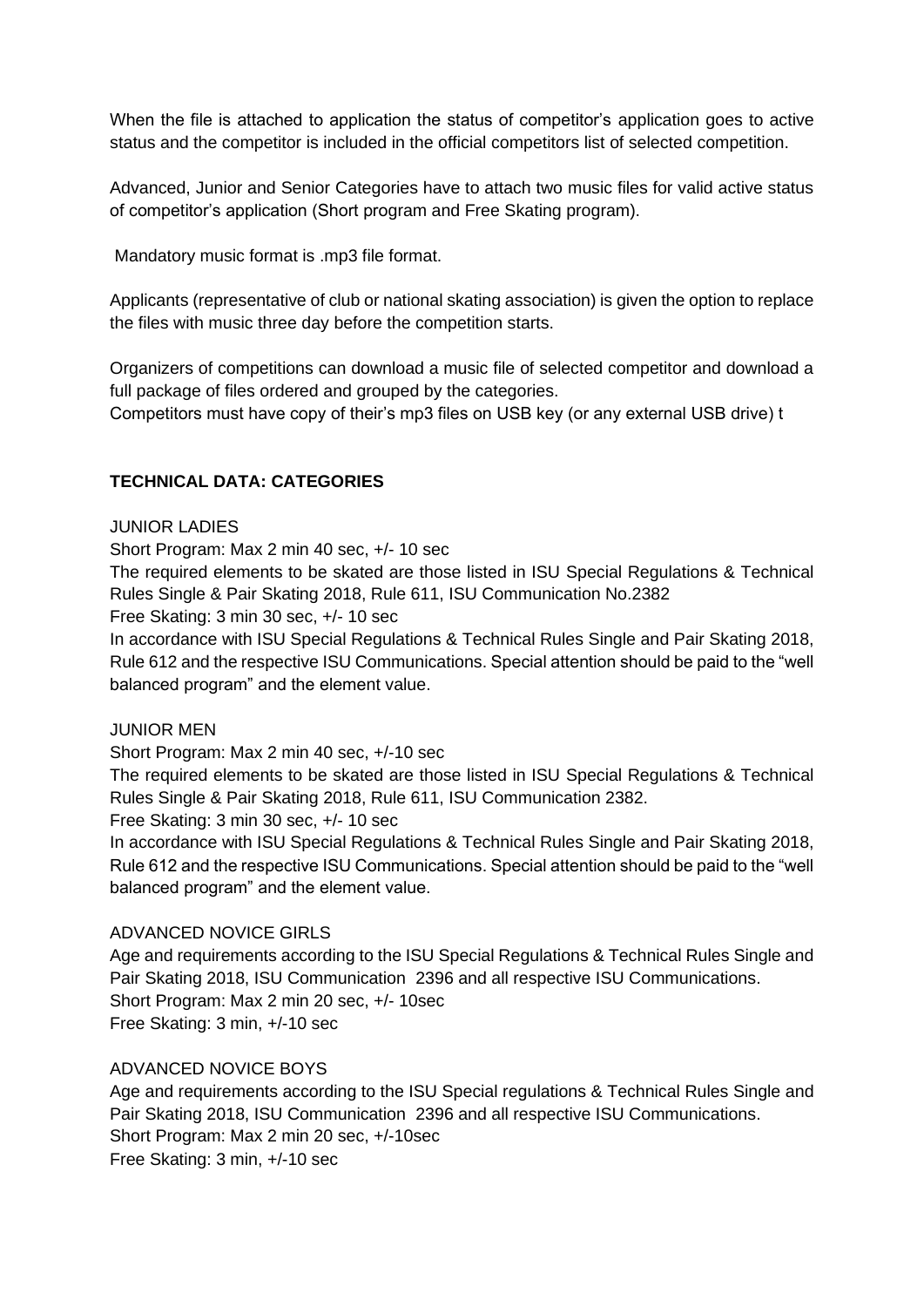When the file is attached to application the status of competitor's application goes to active status and the competitor is included in the official competitors list of selected competition.

Advanced, Junior and Senior Categories have to attach two music files for valid active status of competitor's application (Short program and Free Skating program).

Mandatory music format is .mp3 file format.

Applicants (representative of club or national skating association) is given the option to replace the files with music three day before the competition starts.

Organizers of competitions can download a music file of selected competitor and download a full package of files ordered and grouped by the categories.
Competitors must have copy of their's mp3 files on USB key (or any external USB drive) t

## TECHNICAL DATA: CATEGORIES

JUNIOR LADIES

Short Program: Max 2 min 40 sec, +/- 10 sec

The required elements to be skated are those listed in ISU Special Regulations & Technical Rules Single & Pair Skating 2018, Rule 611, ISU Communication No.2382

Free Skating: 3 min 30 sec, +/- 10 sec

In accordance with ISU Special Regulations & Technical Rules Single and Pair Skating 2018, Rule 612 and the respective ISU Communications. Special attention should be paid to the "well balanced program" and the element value.

JUNIOR MEN

Short Program: Max 2 min 40 sec, +/-10 sec

The required elements to be skated are those listed in ISU Special Regulations & Technical Rules Single & Pair Skating 2018, Rule 611, ISU Communication 2382.

Free Skating: 3 min 30 sec, +/- 10 sec

In accordance with ISU Special Regulations & Technical Rules Single and Pair Skating 2018, Rule 612 and the respective ISU Communications. Special attention should be paid to the "well balanced program" and the element value.

ADVANCED NOVICE GIRLS

Age and requirements according to the ISU Special Regulations & Technical Rules Single and Pair Skating 2018, ISU Communication 2396 and all respective ISU Communications.

Short Program: Max 2 min 20 sec, +/- 10sec

Free Skating: 3 min, +/-10 sec

ADVANCED NOVICE BOYS

Age and requirements according to the ISU Special regulations & Technical Rules Single and Pair Skating 2018, ISU Communication 2396 and all respective ISU Communications.

Short Program: Max 2 min 20 sec, +/-10sec

Free Skating: 3 min, +/-10 sec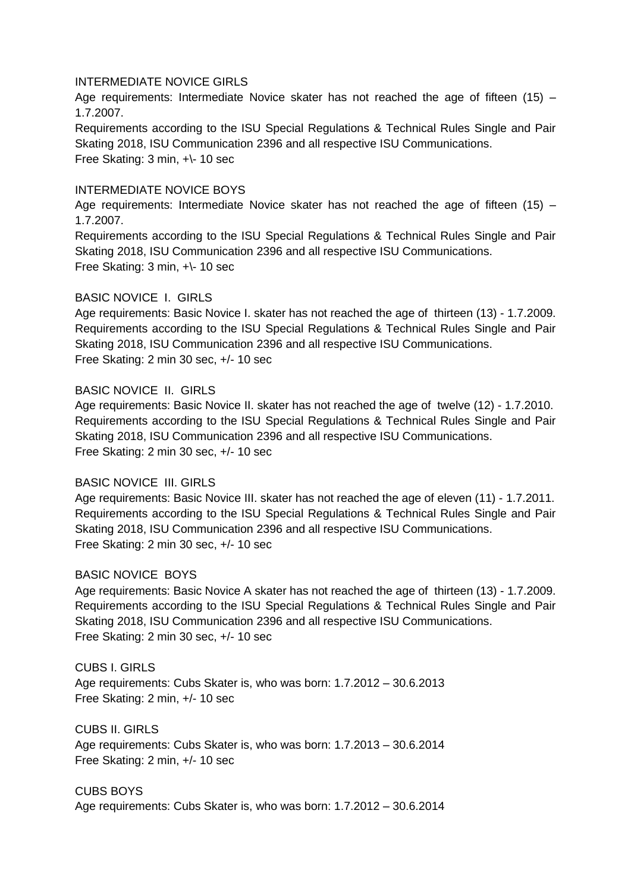## INTERMEDIATE NOVICE GIRLS

Age requirements: Intermediate Novice skater has not reached the age of fifteen (15) – 1.7.2007.

Requirements according to the ISU Special Regulations & Technical Rules Single and Pair Skating 2018, ISU Communication 2396 and all respective ISU Communications.

Free Skating: 3 min, +\- 10 sec

## INTERMEDIATE NOVICE BOYS

Age requirements: Intermediate Novice skater has not reached the age of fifteen (15) – 1.7.2007.

Requirements according to the ISU Special Regulations & Technical Rules Single and Pair Skating 2018, ISU Communication 2396 and all respective ISU Communications.

Free Skating: 3 min, +\- 10 sec

## BASIC NOVICE I. GIRLS

Age requirements: Basic Novice I. skater has not reached the age of thirteen (13) - 1.7.2009.

Requirements according to the ISU Special Regulations & Technical Rules Single and Pair Skating 2018, ISU Communication 2396 and all respective ISU Communications.

Free Skating: 2 min 30 sec, +/- 10 sec

## BASIC NOVICE II. GIRLS

Age requirements: Basic Novice II. skater has not reached the age of twelve (12) - 1.7.2010.

Requirements according to the ISU Special Regulations & Technical Rules Single and Pair Skating 2018, ISU Communication 2396 and all respective ISU Communications.

Free Skating: 2 min 30 sec, +/- 10 sec

## BASIC NOVICE III. GIRLS

Age requirements: Basic Novice III. skater has not reached the age of eleven (11) - 1.7.2011.

Requirements according to the ISU Special Regulations & Technical Rules Single and Pair Skating 2018, ISU Communication 2396 and all respective ISU Communications.

Free Skating: 2 min 30 sec, +/- 10 sec

## BASIC NOVICE BOYS

Age requirements: Basic Novice A skater has not reached the age of thirteen (13) - 1.7.2009.

Requirements according to the ISU Special Regulations & Technical Rules Single and Pair Skating 2018, ISU Communication 2396 and all respective ISU Communications.

Free Skating: 2 min 30 sec, +/- 10 sec

## CUBS I. GIRLS

Age requirements: Cubs Skater is, who was born: 1.7.2012 – 30.6.2013

Free Skating: 2 min, +/- 10 sec

## CUBS II. GIRLS

Age requirements: Cubs Skater is, who was born: 1.7.2013 – 30.6.2014

Free Skating: 2 min, +/- 10 sec

## CUBS BOYS

Age requirements: Cubs Skater is, who was born: 1.7.2012 – 30.6.2014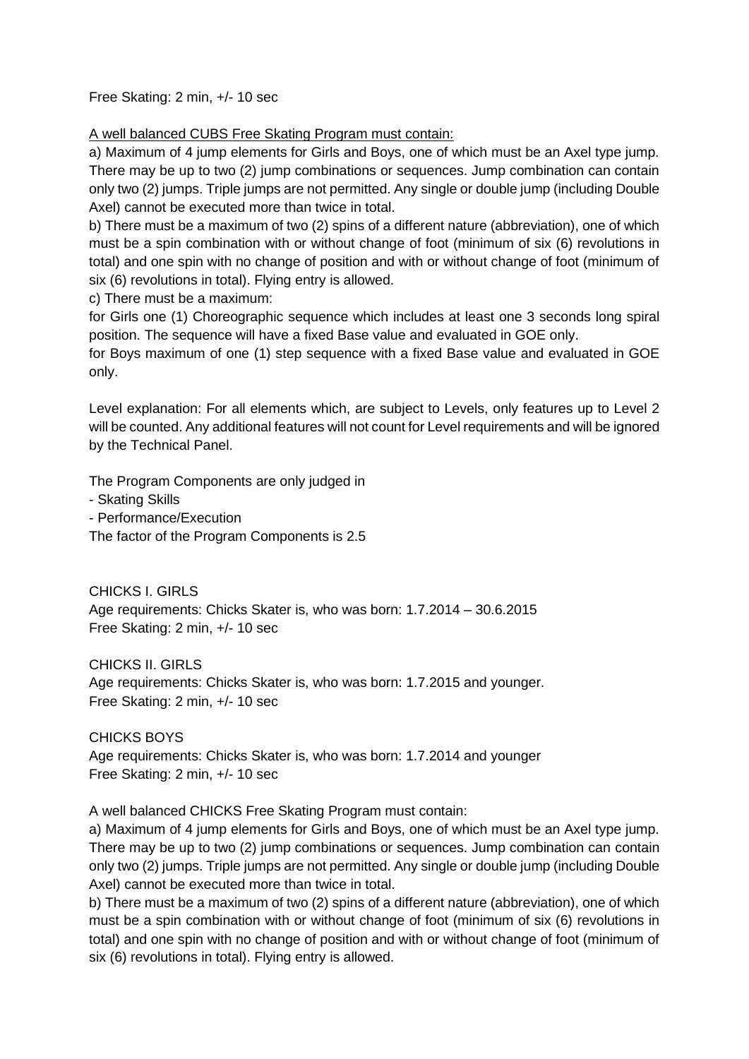Free Skating: 2 min, +/- 10 sec

<u>A well balanced CUBS Free Skating Program must contain:</u>

a) Maximum of 4 jump elements for Girls and Boys, one of which must be an Axel type jump. There may be up to two (2) jump combinations or sequences. Jump combination can contain only two (2) jumps. Triple jumps are not permitted. Any single or double jump (including Double Axel) cannot be executed more than twice in total.

b) There must be a maximum of two (2) spins of a different nature (abbreviation), one of which must be a spin combination with or without change of foot (minimum of six (6) revolutions in total) and one spin with no change of position and with or without change of foot (minimum of six (6) revolutions in total). Flying entry is allowed.

c) There must be a maximum:

for Girls one (1) Choreographic sequence which includes at least one 3 seconds long spiral position. The sequence will have a fixed Base value and evaluated in GOE only.

for Boys maximum of one (1) step sequence with a fixed Base value and evaluated in GOE only.

Level explanation: For all elements which, are subject to Levels, only features up to Level 2 will be counted. Any additional features will not count for Level requirements and will be ignored by the Technical Panel.

The Program Components are only judged in

- Skating Skills
- Performance/Execution

The factor of the Program Components is 2.5

CHICKS I. GIRLS

Age requirements: Chicks Skater is, who was born: 1.7.2014 – 30.6.2015

Free Skating: 2 min, +/- 10 sec

CHICKS II. GIRLS

Age requirements: Chicks Skater is, who was born: 1.7.2015 and younger.

Free Skating: 2 min, +/- 10 sec

CHICKS BOYS

Age requirements: Chicks Skater is, who was born: 1.7.2014 and younger

Free Skating: 2 min, +/- 10 sec

A well balanced CHICKS Free Skating Program must contain:

a) Maximum of 4 jump elements for Girls and Boys, one of which must be an Axel type jump. There may be up to two (2) jump combinations or sequences. Jump combination can contain only two (2) jumps. Triple jumps are not permitted. Any single or double jump (including Double Axel) cannot be executed more than twice in total.

b) There must be a maximum of two (2) spins of a different nature (abbreviation), one of which must be a spin combination with or without change of foot (minimum of six (6) revolutions in total) and one spin with no change of position and with or without change of foot (minimum of six (6) revolutions in total). Flying entry is allowed.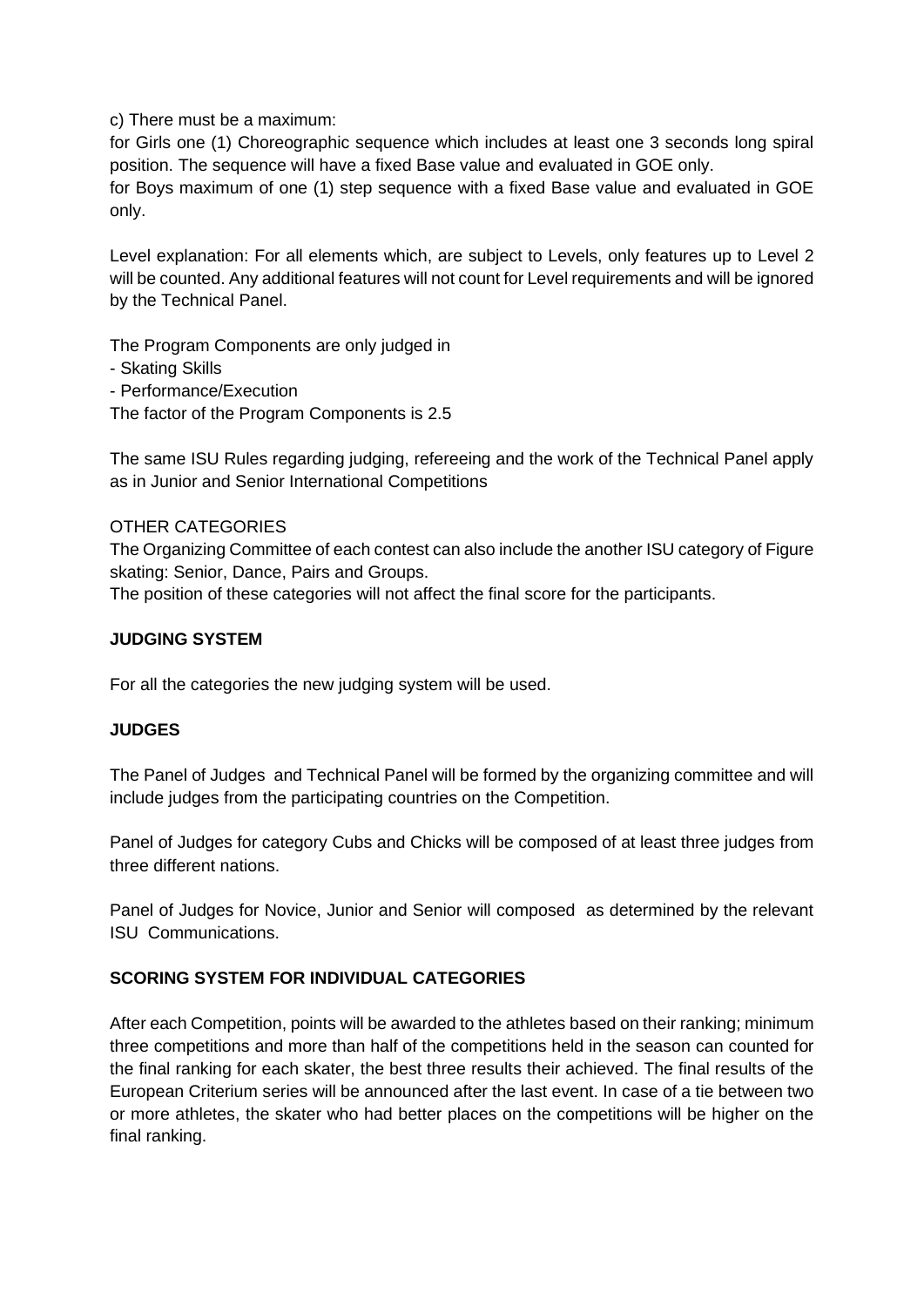c) There must be a maximum:

for Girls one (1) Choreographic sequence which includes at least one 3 seconds long spiral position. The sequence will have a fixed Base value and evaluated in GOE only.

for Boys maximum of one (1) step sequence with a fixed Base value and evaluated in GOE only.

Level explanation: For all elements which, are subject to Levels, only features up to Level 2 will be counted. Any additional features will not count for Level requirements and will be ignored by the Technical Panel.

The Program Components are only judged in

- Skating Skills
- Performance/Execution

The factor of the Program Components is 2.5

The same ISU Rules regarding judging, refereeing and the work of the Technical Panel apply as in Junior and Senior International Competitions

OTHER CATEGORIES

The Organizing Committee of each contest can also include the another ISU category of Figure skating: Senior, Dance, Pairs and Groups.

The position of these categories will not affect the final score for the participants.

**JUDGING SYSTEM**

For all the categories the new judging system will be used.

**JUDGES**

The Panel of Judges and Technical Panel will be formed by the organizing committee and will include judges from the participating countries on the Competition.

Panel of Judges for category Cubs and Chicks will be composed of at least three judges from three different nations.

Panel of Judges for Novice, Junior and Senior will composed as determined by the relevant ISU Communications.

**SCORING SYSTEM FOR INDIVIDUAL CATEGORIES**

After each Competition, points will be awarded to the athletes based on their ranking; minimum three competitions and more than half of the competitions held in the season can counted for the final ranking for each skater, the best three results their achieved. The final results of the European Criterium series will be announced after the last event. In case of a tie between two or more athletes, the skater who had better places on the competitions will be higher on the final ranking.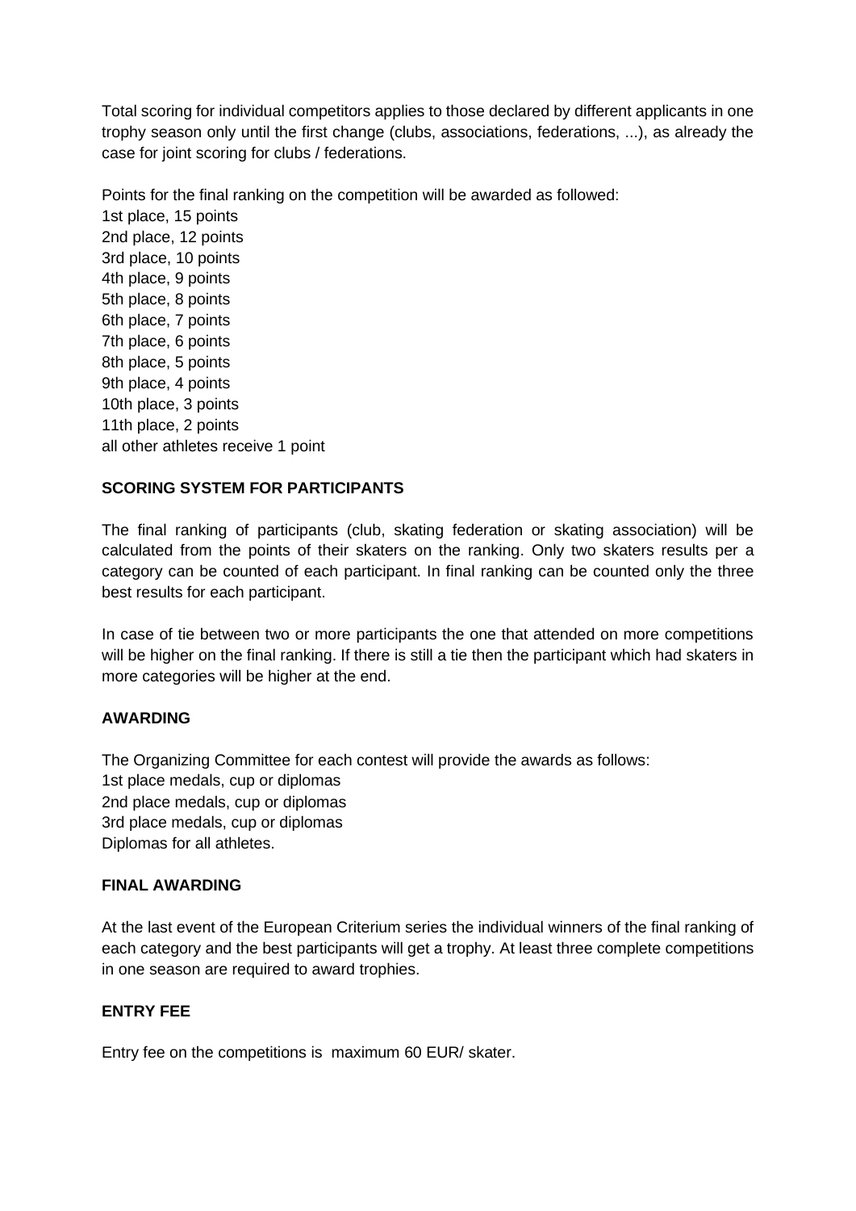Total scoring for individual competitors applies to those declared by different applicants in one trophy season only until the first change (clubs, associations, federations, ...), as already the case for joint scoring for clubs / federations.

Points for the final ranking on the competition will be awarded as followed:
1st place, 15 points
2nd place, 12 points
3rd place, 10 points
4th place, 9 points
5th place, 8 points
6th place, 7 points
7th place, 6 points
8th place, 5 points
9th place, 4 points
10th place, 3 points
11th place, 2 points
all other athletes receive 1 point

**SCORING SYSTEM FOR PARTICIPANTS**

The final ranking of participants (club, skating federation or skating association) will be calculated from the points of their skaters on the ranking. Only two skaters results per a category can be counted of each participant. In final ranking can be counted only the three best results for each participant.

In case of tie between two or more participants the one that attended on more competitions will be higher on the final ranking. If there is still a tie then the participant which had skaters in more categories will be higher at the end.

**AWARDING**

The Organizing Committee for each contest will provide the awards as follows:
1st place medals, cup or diplomas
2nd place medals, cup or diplomas
3rd place medals, cup or diplomas
Diplomas for all athletes.

**FINAL AWARDING**

At the last event of the European Criterium series the individual winners of the final ranking of each category and the best participants will get a trophy. At least three complete competitions in one season are required to award trophies.

**ENTRY FEE**

Entry fee on the competitions is maximum 60 EUR/ skater.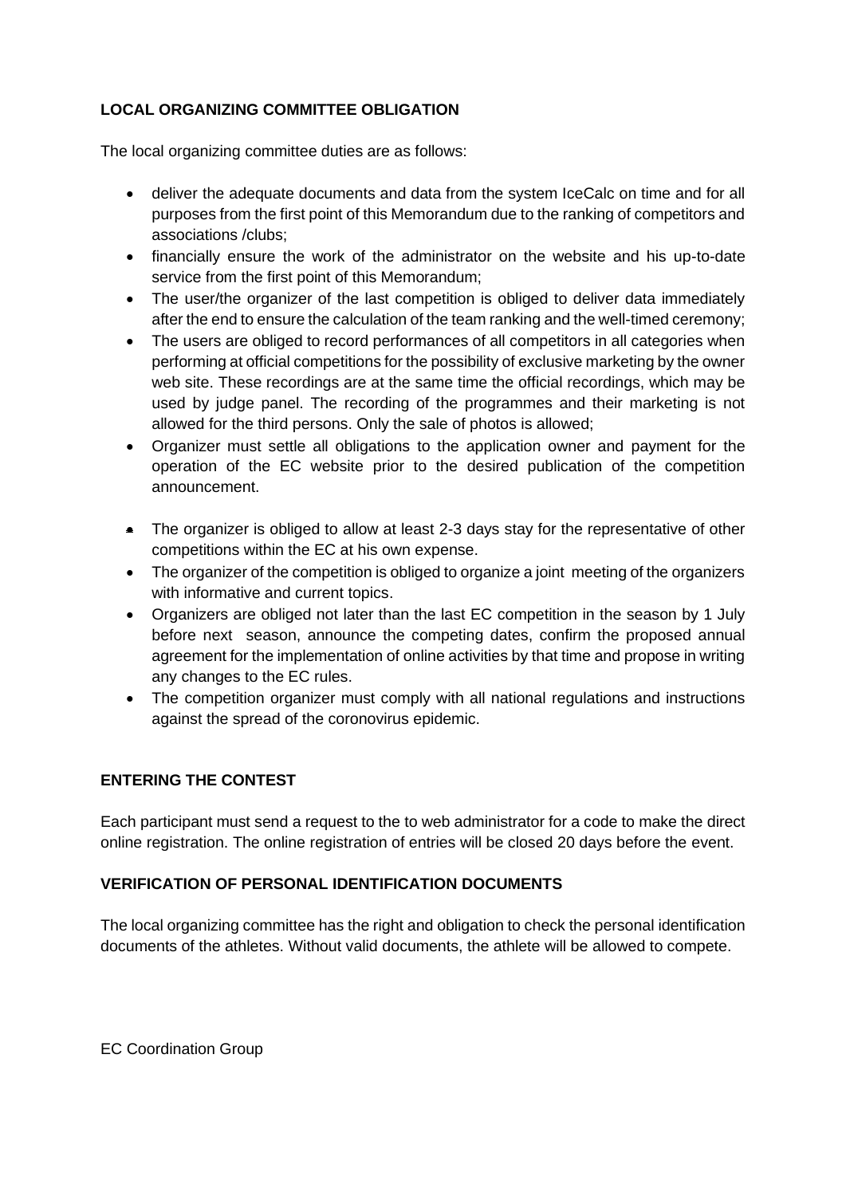**LOCAL ORGANIZING COMMITTEE OBLIGATION**

The local organizing committee duties are as follows:

- deliver the adequate documents and data from the system IceCalc on time and for all purposes from the first point of this Memorandum due to the ranking of competitors and associations /clubs;
- financially ensure the work of the administrator on the website and his up-to-date service from the first point of this Memorandum;
- The user/the organizer of the last competition is obliged to deliver data immediately after the end to ensure the calculation of the team ranking and the well-timed ceremony;
- The users are obliged to record performances of all competitors in all categories when performing at official competitions for the possibility of exclusive marketing by the owner web site. These recordings are at the same time the official recordings, which may be used by judge panel. The recording of the programmes and their marketing is not allowed for the third persons. Only the sale of photos is allowed;
- Organizer must settle all obligations to the application owner and payment for the operation of the EC website prior to the desired publication of the competition announcement.
- The organizer is obliged to allow at least 2-3 days stay for the representative of other competitions within the EC at his own expense.
- The organizer of the competition is obliged to organize a joint meeting of the organizers with informative and current topics.
- Organizers are obliged not later than the last EC competition in the season by 1 July before next season, announce the competing dates, confirm the proposed annual agreement for the implementation of online activities by that time and propose in writing any changes to the EC rules.
- The competition organizer must comply with all national regulations and instructions against the spread of the coronovirus epidemic.

**ENTERING THE CONTEST**

Each participant must send a request to the to web administrator for a code to make the direct online registration. The online registration of entries will be closed 20 days before the event.

**VERIFICATION OF PERSONAL IDENTIFICATION DOCUMENTS**

The local organizing committee has the right and obligation to check the personal identification documents of the athletes. Without valid documents, the athlete will be allowed to compete.

EC Coordination Group